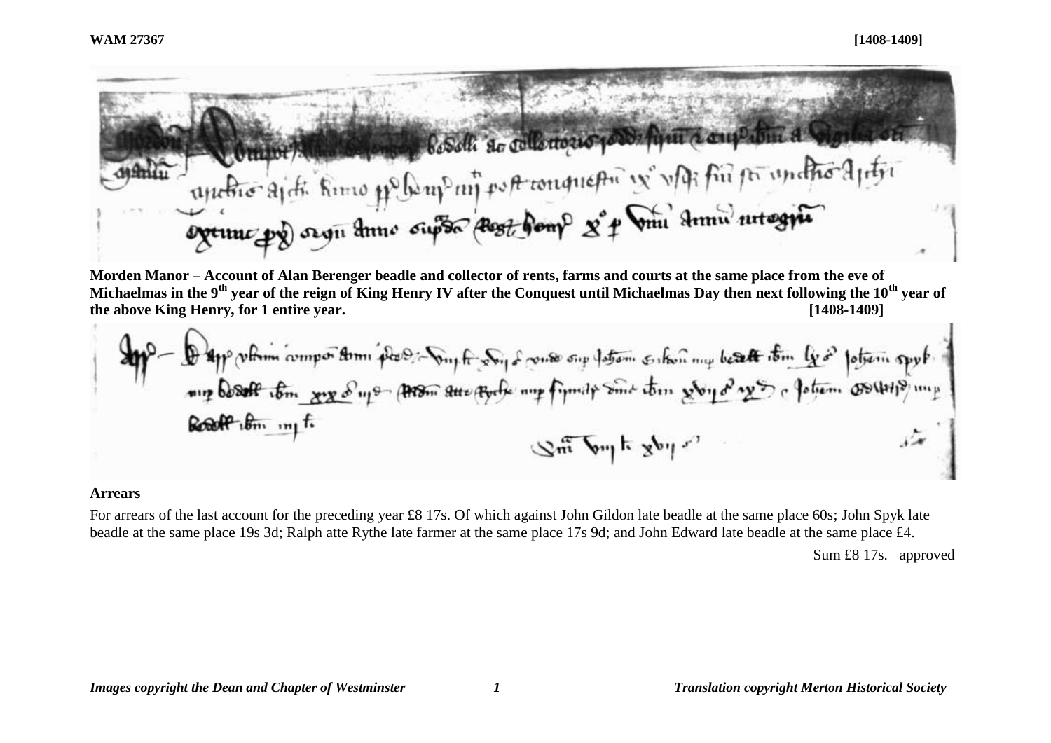**Morden Manor – Account of Alan Berenger beadle and collector of rents, farms and courts at the same place from the eve of Michaelmas in the 9th year of the reign of King Henry IV after the Conquest until Michaelmas Day then next following the 10th year of the above King Henry, for 1 entire year.** **[1408-1409]**

**Arrears**

For arrears of the last account for the preceding year £8 17s. Of which against John Gildon late beadle at the same place 60s; John Spyk late beadle at the same place 19s 3d; Ralph atte Rythe late farmer at the same place 17s 9d; and John Edward late beadle at the same place £4.

Sum £8 17s. approved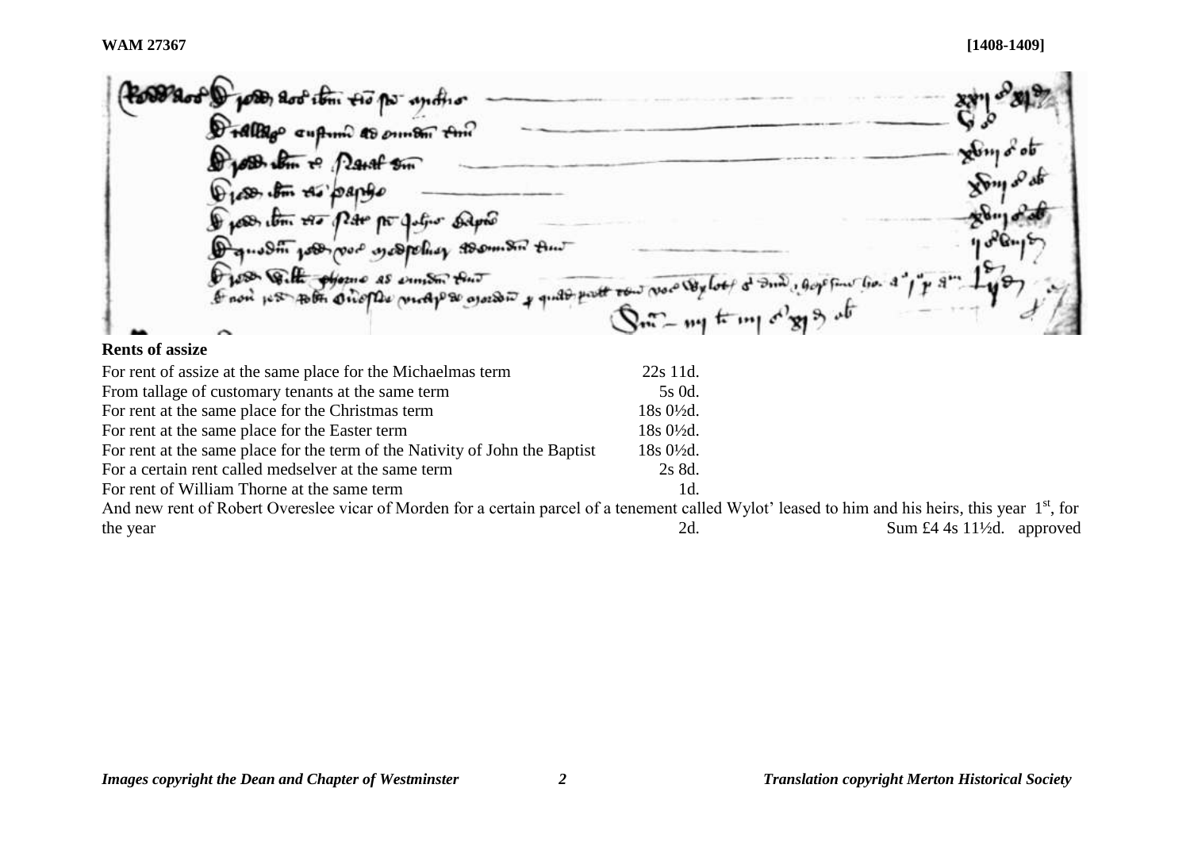**Rents of assize**

For rent of assize at the same place for the Michaelmas term 22s 11d.
From tallage of customary tenants at the same term 5s 0d.
For rent at the same place for the Christmas term 18s 0½d.
For rent at the same place for the Easter term 18s 0½d.
For rent at the same place for the term of the Nativity of John the Baptist 18s 0½d.
For a certain rent called medselver at the same term 2s 8d.
For rent of William Thorne at the same term 1d.
And new rent of Robert Overeslee vicar of Morden for a certain parcel of a tenement called Wylot' leased to him and his heirs, this year 1st, for the year 2d. Sum £4 4s 11½d. approved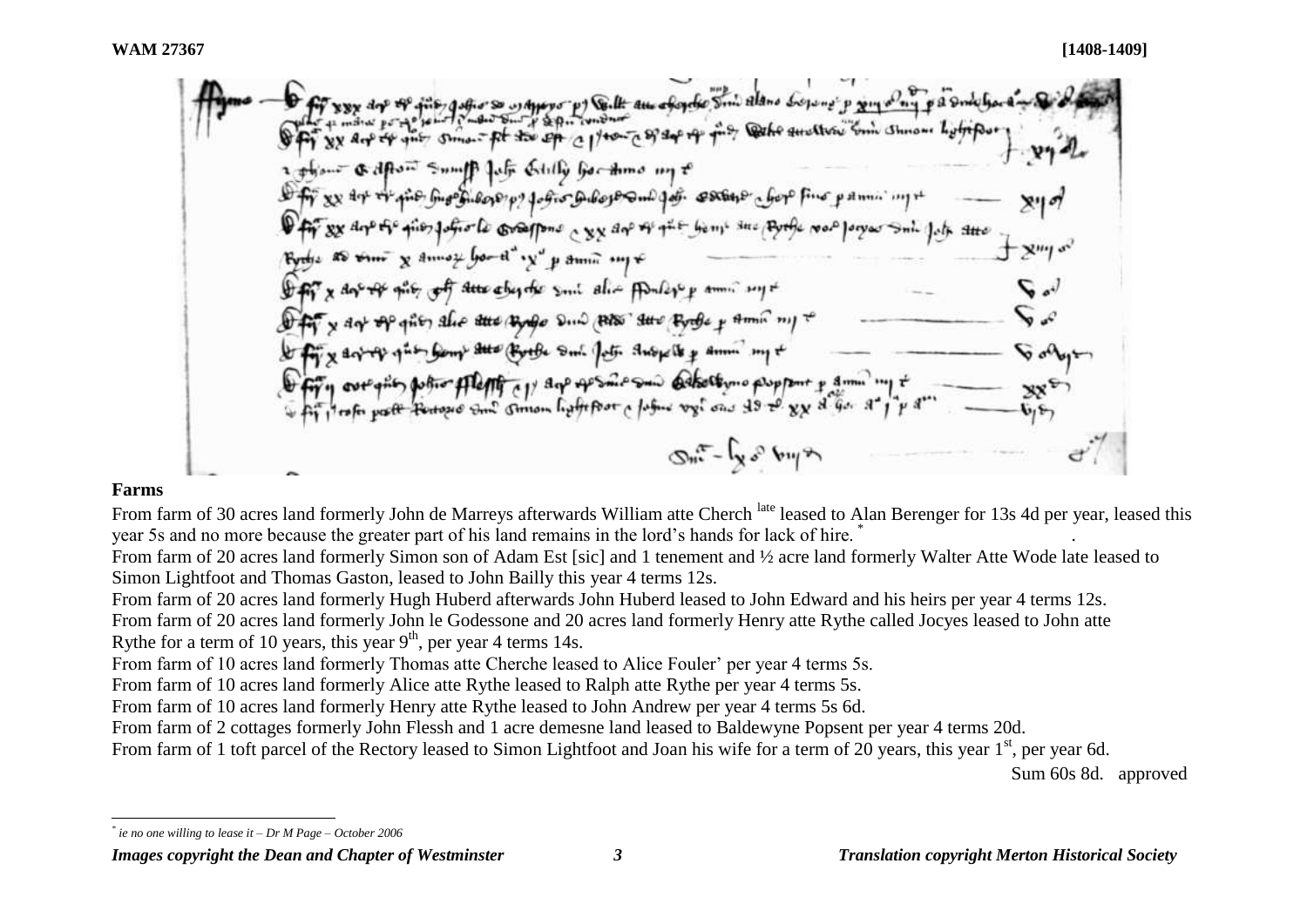**Farms**

From farm of 30 acres land formerly John de Marreys afterwards William atte Cherch [late] leased to Alan Berenger for 13s 4d per year, leased this year 5s and no more because the greater part of his land remains in the lord's hands for lack of hire. [*]

From farm of 20 acres land formerly Simon son of Adam Est [sic] and 1 tenement and ½ acre land formerly Walter Atte Wode late leased to Simon Lightfoot and Thomas Gaston, leased to John Bailly this year 4 terms 12s.

From farm of 20 acres land formerly Hugh Huberd afterwards John Huberd leased to John Edward and his heirs per year 4 terms 12s.

From farm of 20 acres land formerly John le Godessone and 20 acres land formerly Henry atte Rythe called Jocyes leased to John atte Rythe for a term of 10 years, this year 9th, per year 4 terms 14s.

From farm of 10 acres land formerly Thomas atte Cherche leased to Alice Fouler' per year 4 terms 5s.

From farm of 10 acres land formerly Alice atte Rythe leased to Ralph atte Rythe per year 4 terms 5s.

From farm of 10 acres land formerly Henry atte Rythe leased to John Andrew per year 4 terms 5s 6d.

From farm of 2 cottages formerly John Flessh and 1 acre demesne land leased to Baldewyne Popsent per year 4 terms 20d.

From farm of 1 toft parcel of the Rectory leased to Simon Lightfoot and Joan his wife for a term of 20 years, this year 1st, per year 6d.

Sum 60s 8d. approved

---

[*] *ie no one willing to lease it – Dr M Page – October 2006*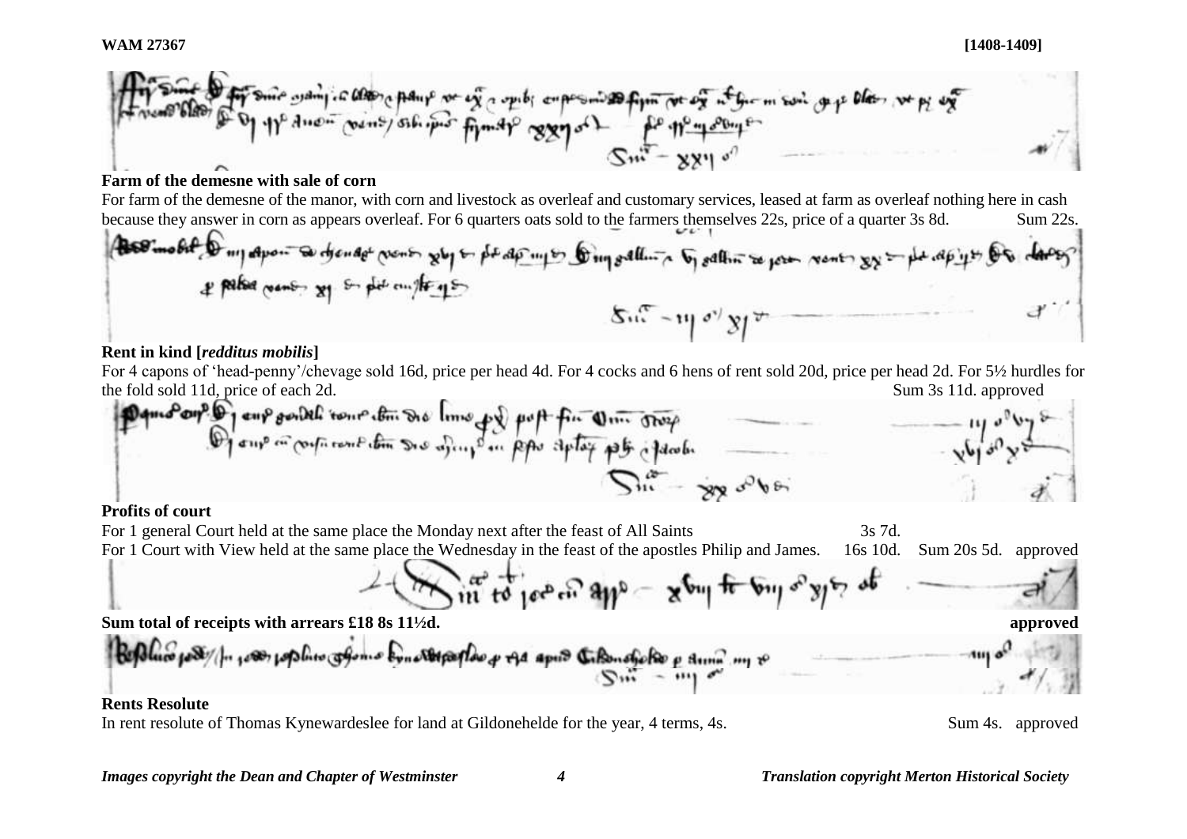**Farm of the demesne with sale of corn**

For farm of the demesne of the manor, with corn and livestock as overleaf and customary services, leased at farm as overleaf nothing here in cash because they answer in corn as appears overleaf. For 6 quarters oats sold to the farmers themselves 22s, price of a quarter 3s 8d. Sum 22s.

**Rent in kind [*redditus mobilis*]**

For 4 capons of 'head-penny'/chevage sold 16d, price per head 4d. For 4 cocks and 6 hens of rent sold 20d, price per head 2d. For 5½ hurdles for the fold sold 11d, price of each 2d. Sum 3s 11d. approved

**Profits of court**

For 1 general Court held at the same place the Monday next after the feast of All Saints 3s 7d.

For 1 Court with View held at the same place the Wednesday in the feast of the apostles Philip and James. 16s 10d. Sum 20s 5d. approved

**Sum total of receipts with arrears £18 8s 11½d.** **approved**

**Rents Resolute**

In rent resolute of Thomas Kynewardeslee for land at Gildonehelde for the year, 4 terms, 4s. Sum 4s. approved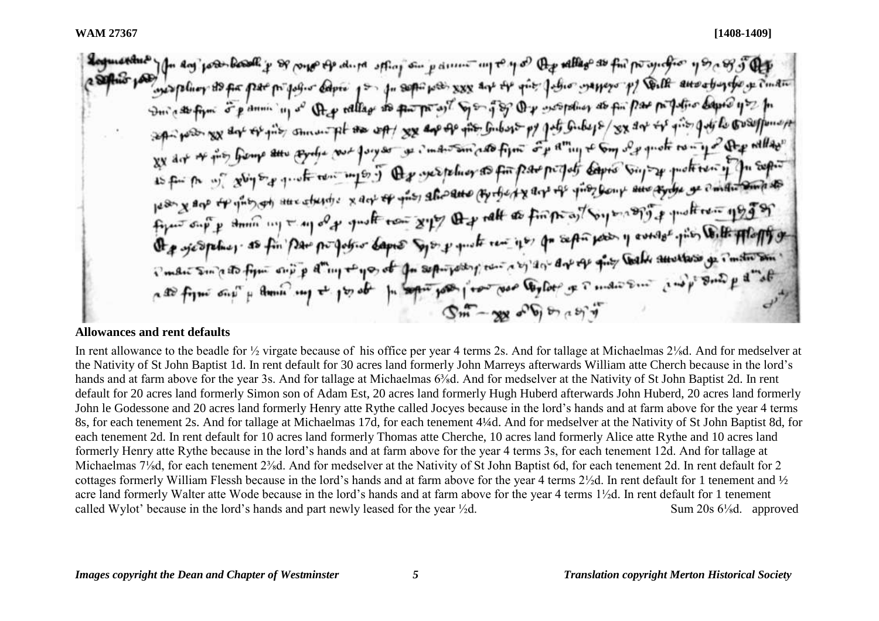**WAM 27367** **[1408-1409]**

## Allowances and rent defaults

In rent allowance to the beadle for ½ virgate because of his office per year 4 terms 2s. And for tallage at Michaelmas 2⅛d. And for medselver at the Nativity of St John Baptist 1d. In rent default for 30 acres land formerly John Marreys afterwards William atte Cherch because in the lord's hands and at farm above for the year 3s. And for tallage at Michaelmas 6⅜d. And for medselver at the Nativity of St John Baptist 2d. In rent default for 20 acres land formerly Simon son of Adam Est, 20 acres land formerly Hugh Huberd afterwards John Huberd, 20 acres land formerly John le Godessone and 20 acres land formerly Henry atte Rythe called Jocyes because in the lord's hands and at farm above for the year 4 terms 8s, for each tenement 2s. And for tallage at Michaelmas 17d, for each tenement 4¼d. And for medselver at the Nativity of St John Baptist 8d, for each tenement 2d. In rent default for 10 acres land formerly Thomas atte Cherche, 10 acres land formerly Alice atte Rythe and 10 acres land formerly Henry atte Rythe because in the lord's hands and at farm above for the year 4 terms 3s, for each tenement 12d. And for tallage at Michaelmas 7⅛d, for each tenement 2⅜d. And for medselver at the Nativity of St John Baptist 6d, for each tenement 2d. In rent default for 2 cottages formerly William Flessh because in the lord's hands and at farm above for the year 4 terms 2½d. In rent default for 1 tenement and ½ acre land formerly Walter atte Wode because in the lord's hands and at farm above for the year 4 terms 1½d. In rent default for 1 tenement called Wylot' because in the lord's hands and part newly leased for the year ½d. Sum 20s 6⅛d. approved

*Images copyright the Dean and Chapter of Westminster* *Translation copyright Merton Historical Society*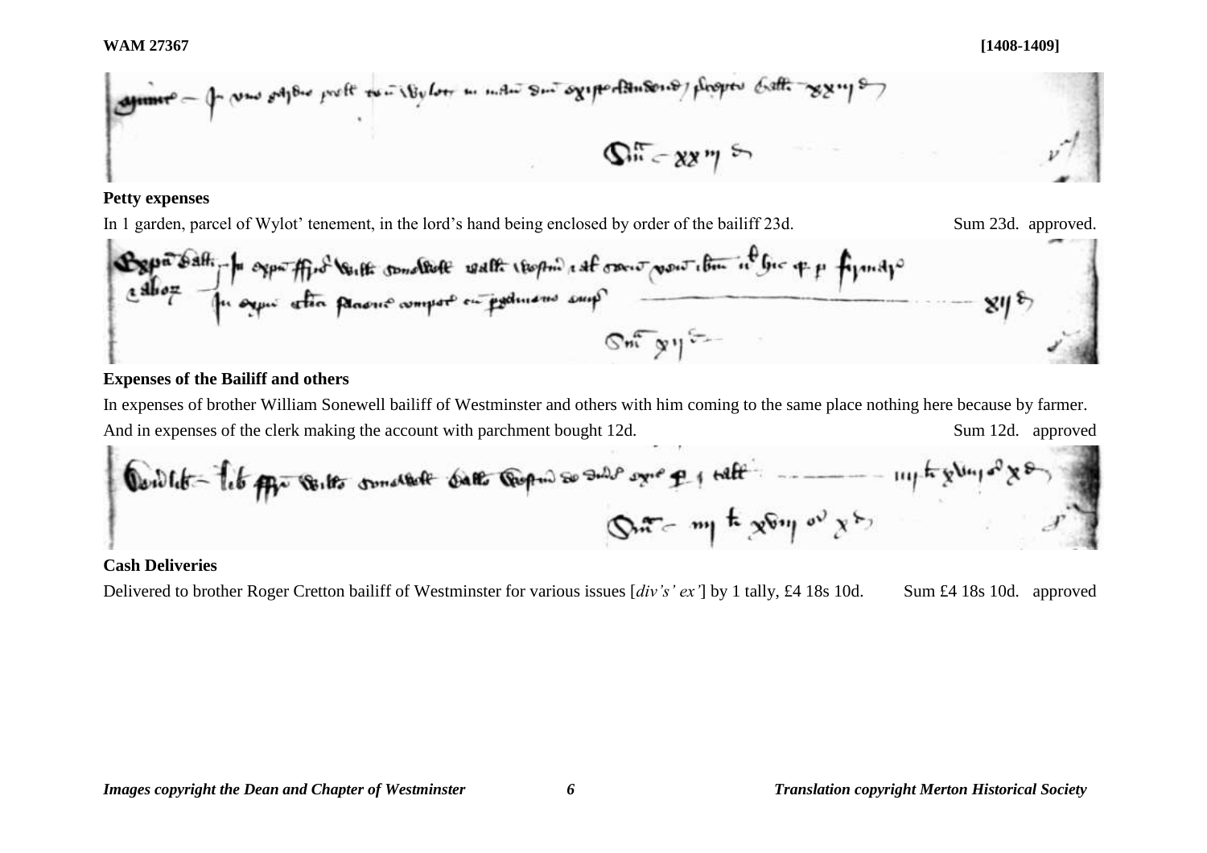**Petty expenses**

In 1 garden, parcel of Wylot' tenement, in the lord's hand being enclosed by order of the bailiff 23d. Sum 23d. approved.

**Expenses of the Bailiff and others**

In expenses of brother William Sonewell bailiff of Westminster and others with him coming to the same place nothing here because by farmer.

And in expenses of the clerk making the account with parchment bought 12d. Sum 12d. approved

**Cash Deliveries**

Delivered to brother Roger Cretton bailiff of Westminster for various issues [*div's' ex'*] by 1 tally, £4 18s 10d. Sum £4 18s 10d. approved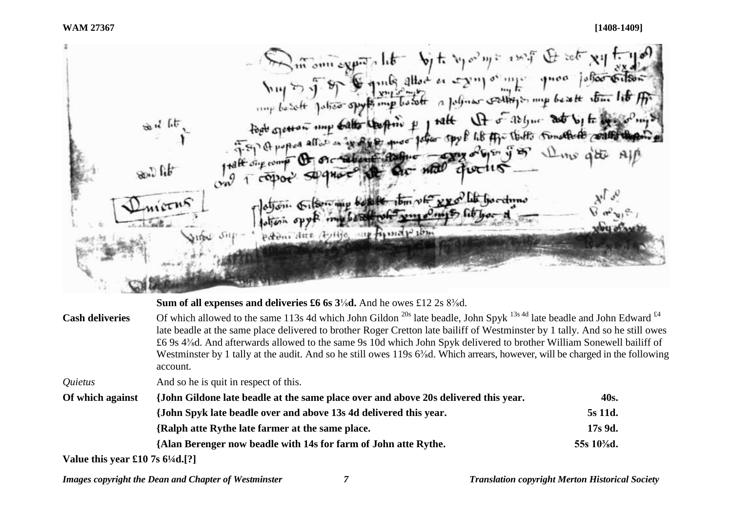**Sum of all expenses and deliveries £6 6s 3⅛d.** And he owes £12 2s 8⅜d.

**Cash deliveries** Of which allowed to the same 113s 4d which John Gildon [20s] late beadle, John Spyk [13s 4d] late beadle and John Edward [£4] late beadle at the same place delivered to brother Roger Cretton late bailiff of Westminster by 1 tally. And so he still owes £6 9s 4⅜d. And afterwards allowed to the same 9s 10d which John Spyk delivered to brother William Sonewell bailiff of Westminster by 1 tally at the audit. And so he still owes 119s 6⅜d. Which arrears, however, will be charged in the following account.

*Quietus* And so he is quit in respect of this.

| **Of which against** | | |
|---|---|---|
| | **{John Gildone late beadle at the same place over and above 20s delivered this year.** | **40s.** |
| | **{John Spyk late beadle over and above 13s 4d delivered this year.** | **5s 11d.** |
| | **{Ralph atte Rythe late farmer at the same place.** | **17s 9d.** |
| | **{Alan Berenger now beadle with 14s for farm of John atte Rythe.** | **55s 10⅜d.** |

**Value this year £10 7s 6¼d.[?]**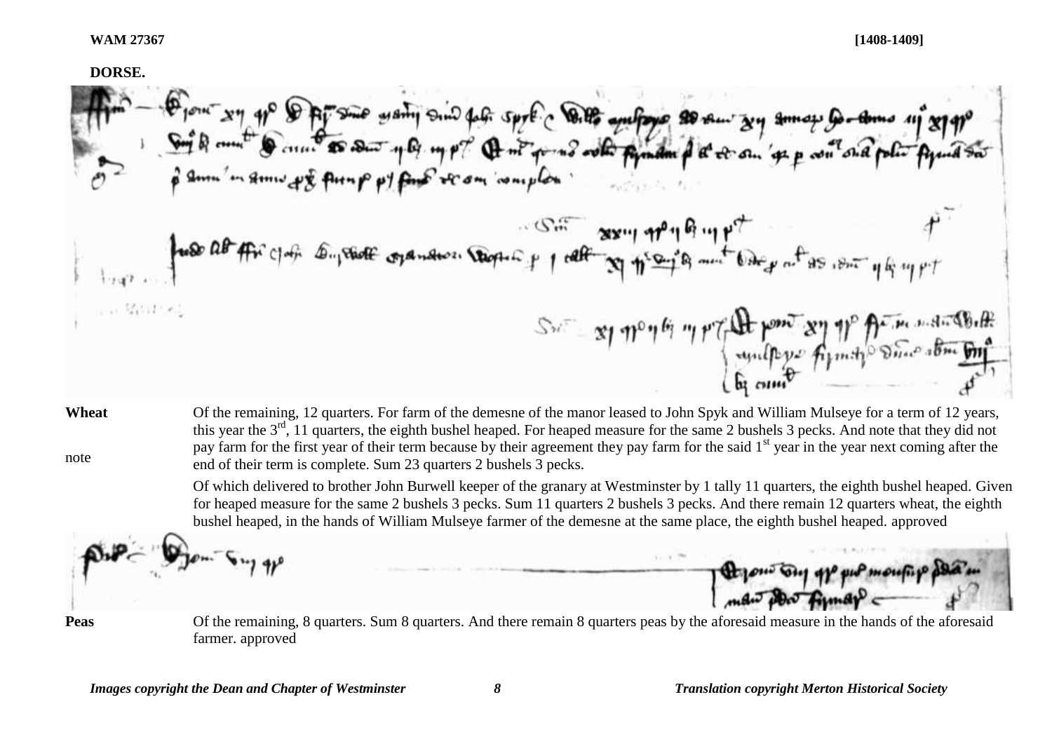**WAM 27367** **[1408-1409]**

**DORSE.**

| | |
|---|---|
| **Wheat** | Of the remaining, 12 quarters. For farm of the demesne of the manor leased to John Spyk and William Mulseye for a term of 12 years, this year the 3rd, 11 quarters, the eighth bushel heaped. For heaped measure for the same 2 bushels 3 pecks. And note that they did not pay farm for the first year of their term because by their agreement they pay farm for the said 1st year in the year next coming after the end of their term is complete. Sum 23 quarters 2 bushels 3 pecks. |
| note | |
| | Of which delivered to brother John Burwell keeper of the granary at Westminster by 1 tally 11 quarters, the eighth bushel heaped. Given for heaped measure for the same 2 bushels 3 pecks. Sum 11 quarters 2 bushels 3 pecks. And there remain 12 quarters wheat, the eighth bushel heaped, in the hands of William Mulseye farmer of the demesne at the same place, the eighth bushel heaped. approved |
| **Peas** | Of the remaining, 8 quarters. Sum 8 quarters. And there remain 8 quarters peas by the aforesaid measure in the hands of the aforesaid farmer. approved |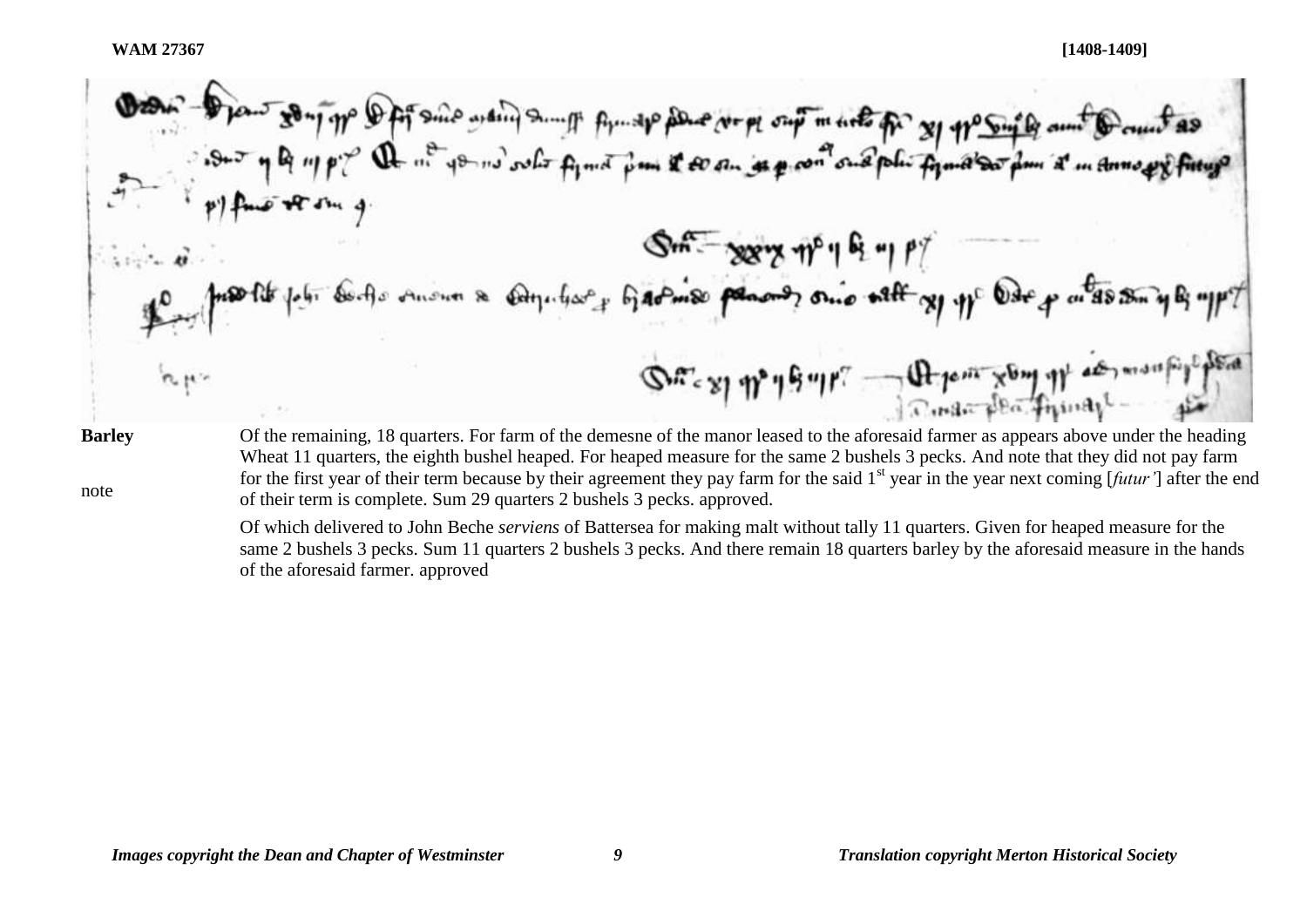**Barley**

Of the remaining, 18 quarters. For farm of the demesne of the manor leased to the aforesaid farmer as appears above under the heading Wheat 11 quarters, the eighth bushel heaped. For heaped measure for the same 2 bushels 3 pecks. And note that they did not pay farm for the first year of their term because by their agreement they pay farm for the said 1st year in the year next coming [*futur'*] after the end of their term is complete. Sum 29 quarters 2 bushels 3 pecks. approved.

note

Of which delivered to John Beche *serviens* of Battersea for making malt without tally 11 quarters. Given for heaped measure for the same 2 bushels 3 pecks. Sum 11 quarters 2 bushels 3 pecks. And there remain 18 quarters barley by the aforesaid measure in the hands of the aforesaid farmer. approved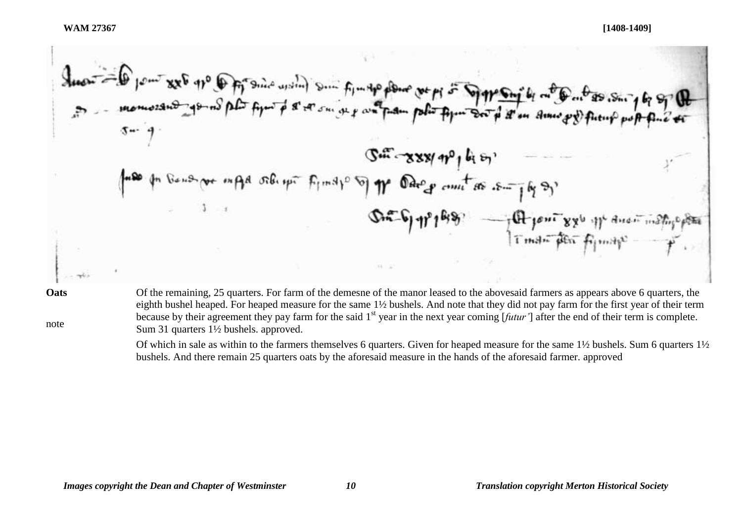**Oats**

Of the remaining, 25 quarters. For farm of the demesne of the manor leased to the abovesaid farmers as appears above 6 quarters, the eighth bushel heaped. For heaped measure for the same 1½ bushels. And note that they did not pay farm for the first year of their term because by their agreement they pay farm for the said 1st year in the next year coming [*futur'*] after the end of their term is complete. Sum 31 quarters 1½ bushels. approved.

note

Of which in sale as within to the farmers themselves 6 quarters. Given for heaped measure for the same 1½ bushels. Sum 6 quarters 1½ bushels. And there remain 25 quarters oats by the aforesaid measure in the hands of the aforesaid farmer. approved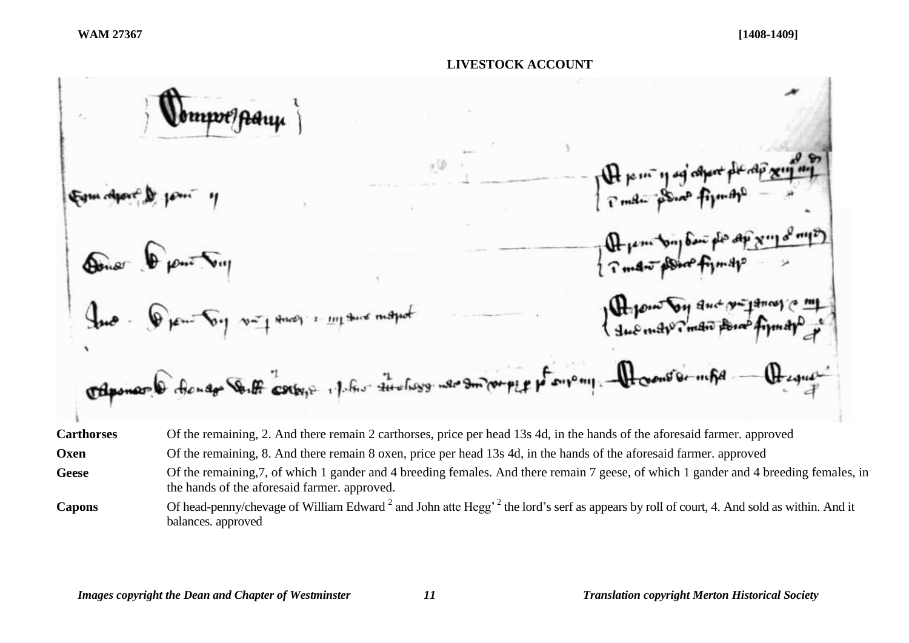**WAM 27367** **[1408-1409]**

## LIVESTOCK ACCOUNT

| | |
|---|---|
| **Carthorses** | Of the remaining, 2. And there remain 2 carthorses, price per head 13s 4d, in the hands of the aforesaid farmer. approved |
| **Oxen** | Of the remaining, 8. And there remain 8 oxen, price per head 13s 4d, in the hands of the aforesaid farmer. approved |
| **Geese** | Of the remaining,7, of which 1 gander and 4 breeding females. And there remain 7 geese, of which 1 gander and 4 breeding females, in the hands of the aforesaid farmer. approved. |
| **Capons** | Of head-penny/chevage of William Edward [2] and John atte Hegg' [2] the lord's serf as appears by roll of court, 4. And sold as within. And it balances. approved |

*Images copyright the Dean and Chapter of Westminster* *Translation copyright Merton Historical Society*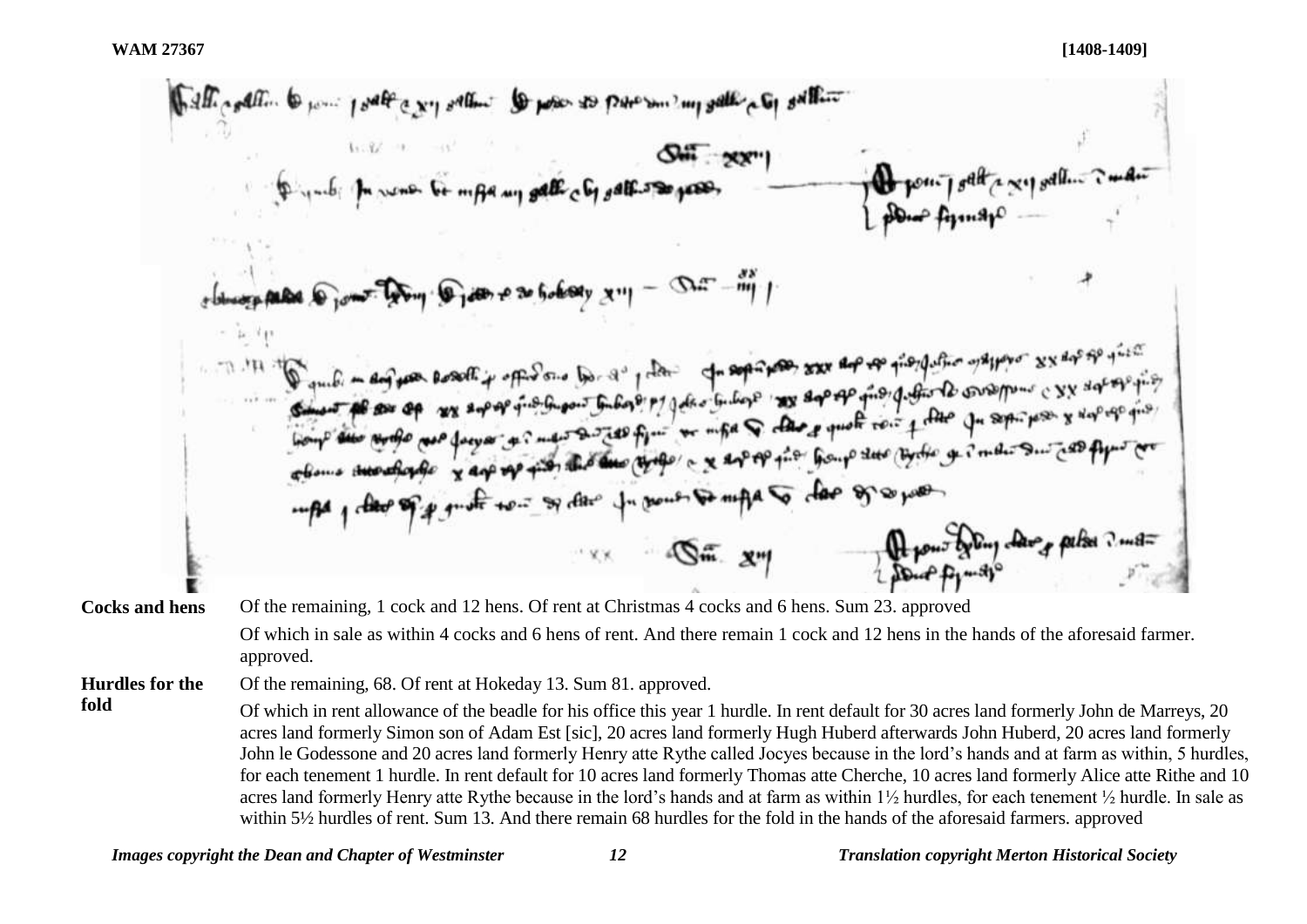**Cocks and hens** Of the remaining, 1 cock and 12 hens. Of rent at Christmas 4 cocks and 6 hens. Sum 23. approved

Of which in sale as within 4 cocks and 6 hens of rent. And there remain 1 cock and 12 hens in the hands of the aforesaid farmer. approved.

**Hurdles for the fold** Of the remaining, 68. Of rent at Hokeday 13. Sum 81. approved.

Of which in rent allowance of the beadle for his office this year 1 hurdle. In rent default for 30 acres land formerly John de Marreys, 20 acres land formerly Simon son of Adam Est [sic], 20 acres land formerly Hugh Huberd afterwards John Huberd, 20 acres land formerly John le Godessone and 20 acres land formerly Henry atte Rythe called Jocyes because in the lord's hands and at farm as within, 5 hurdles, for each tenement 1 hurdle. In rent default for 10 acres land formerly Thomas atte Cherche, 10 acres land formerly Alice atte Rithe and 10 acres land formerly Henry atte Rythe because in the lord's hands and at farm as within 1½ hurdles, for each tenement ½ hurdle. In sale as within 5½ hurdles of rent. Sum 13. And there remain 68 hurdles for the fold in the hands of the aforesaid farmers. approved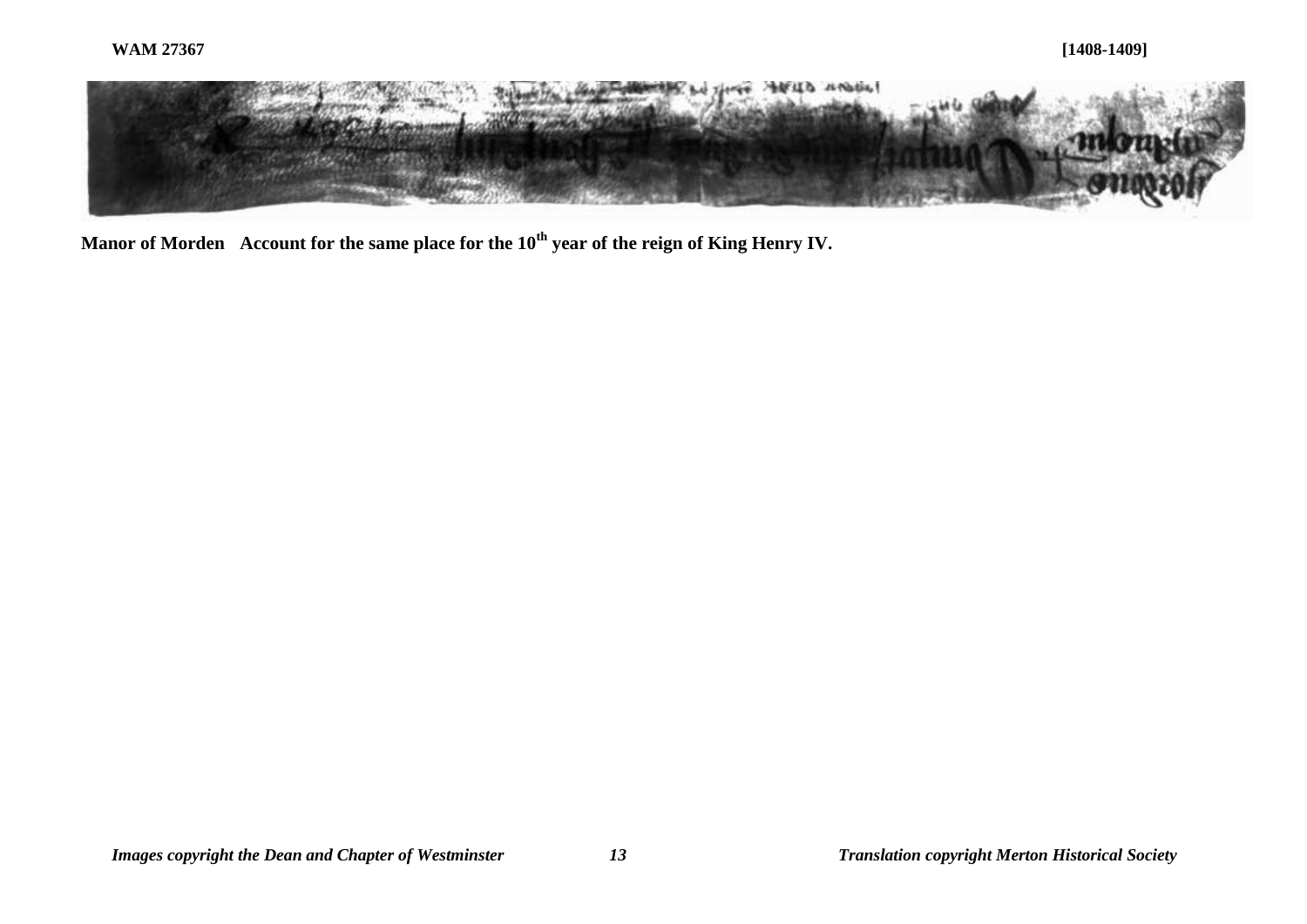WAM 27367 [1408-1409]

**Manor of Morden   Account for the same place for the 10th year of the reign of King Henry IV.**